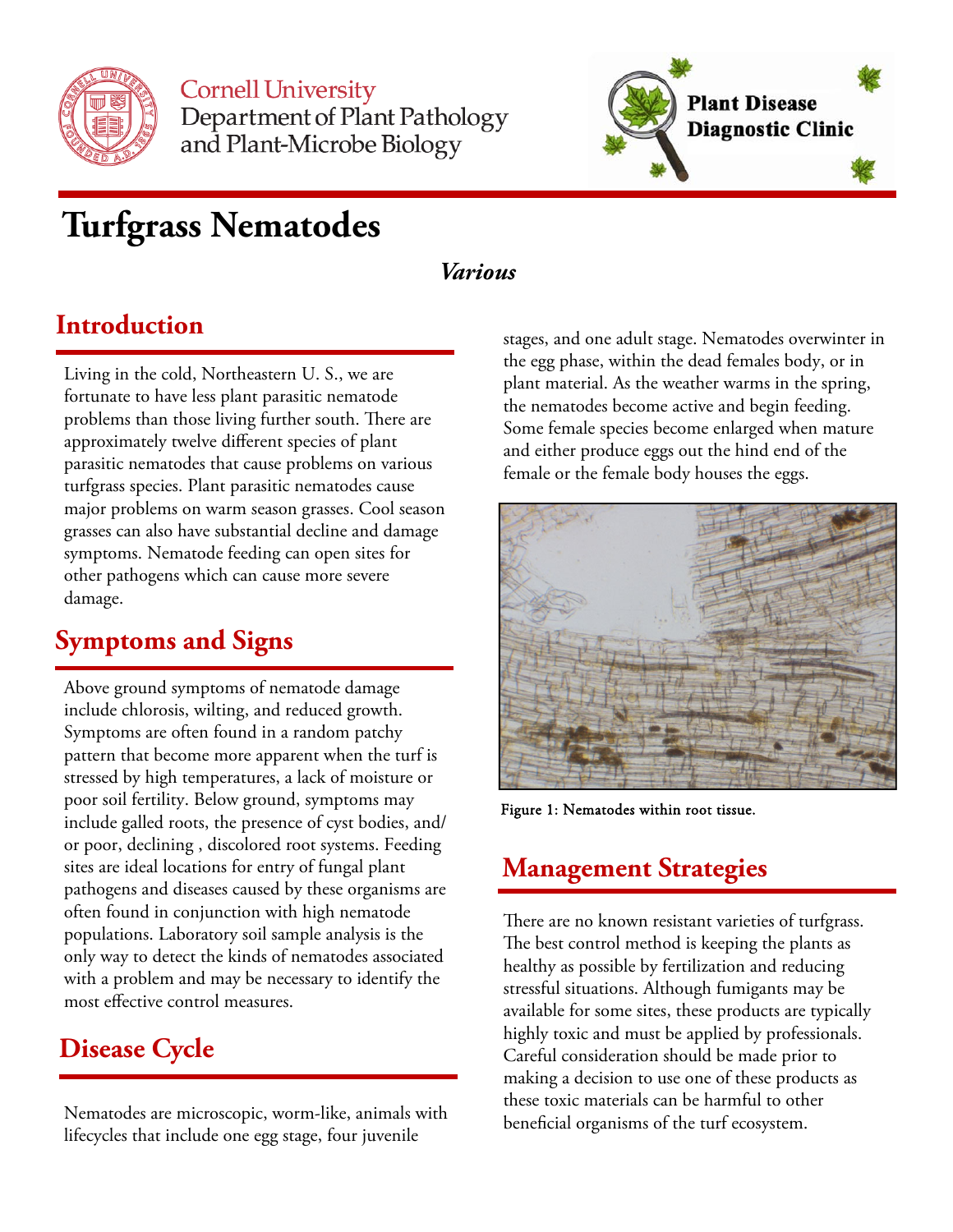Cornell University
Department of Plant Pathology
and Plant-Microbe Biology

Plant Disease
Diagnostic Clinic

# Turfgrass Nematodes

***Various***

## Introduction

Living in the cold, Northeastern U. S., we are fortunate to have less plant parasitic nematode problems than those living further south. There are approximately twelve different species of plant parasitic nematodes that cause problems on various turfgrass species. Plant parasitic nematodes cause major problems on warm season grasses. Cool season grasses can also have substantial decline and damage symptoms. Nematode feeding can open sites for other pathogens which can cause more severe damage.

## Symptoms and Signs

Above ground symptoms of nematode damage include chlorosis, wilting, and reduced growth. Symptoms are often found in a random patchy pattern that become more apparent when the turf is stressed by high temperatures, a lack of moisture or poor soil fertility. Below ground, symptoms may include galled roots, the presence of cyst bodies, and/or poor, declining , discolored root systems. Feeding sites are ideal locations for entry of fungal plant pathogens and diseases caused by these organisms are often found in conjunction with high nematode populations. Laboratory soil sample analysis is the only way to detect the kinds of nematodes associated with a problem and may be necessary to identify the most effective control measures.

## Disease Cycle

Nematodes are microscopic, worm-like, animals with lifecycles that include one egg stage, four juvenile stages, and one adult stage. Nematodes overwinter in the egg phase, within the dead females body, or in plant material. As the weather warms in the spring, the nematodes become active and begin feeding. Some female species become enlarged when mature and either produce eggs out the hind end of the female or the female body houses the eggs.

Figure 1: Nematodes within root tissue.

## Management Strategies

There are no known resistant varieties of turfgrass. The best control method is keeping the plants as healthy as possible by fertilization and reducing stressful situations. Although fumigants may be available for some sites, these products are typically highly toxic and must be applied by professionals. Careful consideration should be made prior to making a decision to use one of these products as these toxic materials can be harmful to other beneficial organisms of the turf ecosystem.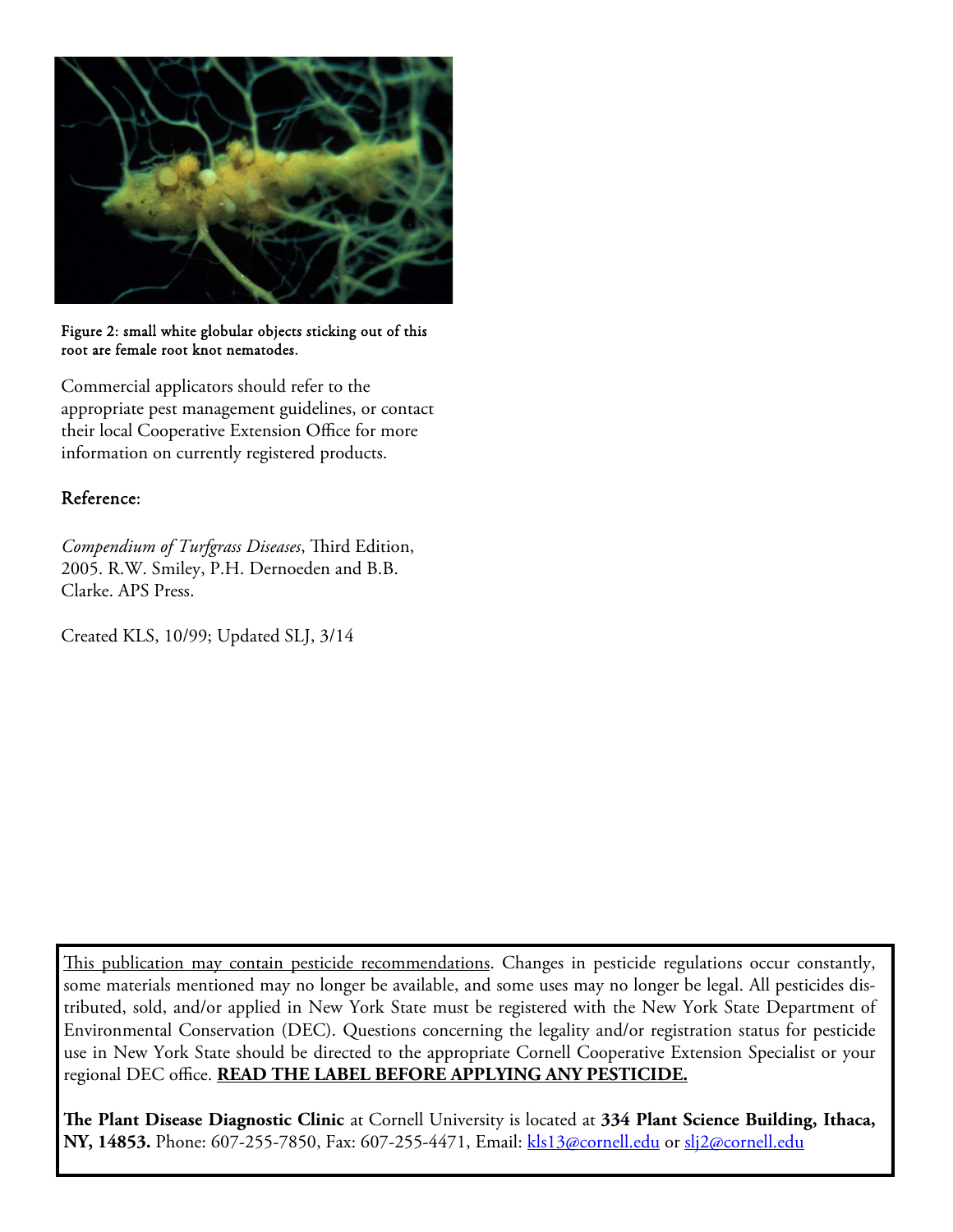Figure 2: small white globular objects sticking out of this root are female root knot nematodes.

Commercial applicators should refer to the appropriate pest management guidelines, or contact their local Cooperative Extension Office for more information on currently registered products.

## Reference:

*Compendium of Turfgrass Diseases*, Third Edition, 2005. R.W. Smiley, P.H. Dernoeden and B.B. Clarke. APS Press.

Created KLS, 10/99; Updated SLJ, 3/14

This publication may contain pesticide recommendations. Changes in pesticide regulations occur constantly, some materials mentioned may no longer be available, and some uses may no longer be legal. All pesticides distributed, sold, and/or applied in New York State must be registered with the New York State Department of Environmental Conservation (DEC). Questions concerning the legality and/or registration status for pesticide use in New York State should be directed to the appropriate Cornell Cooperative Extension Specialist or your regional DEC office. **READ THE LABEL BEFORE APPLYING ANY PESTICIDE.**

**The Plant Disease Diagnostic Clinic** at Cornell University is located at **334 Plant Science Building, Ithaca, NY, 14853.** Phone: 607-255-7850, Fax: 607-255-4471, Email: kls13@cornell.edu or slj2@cornell.edu